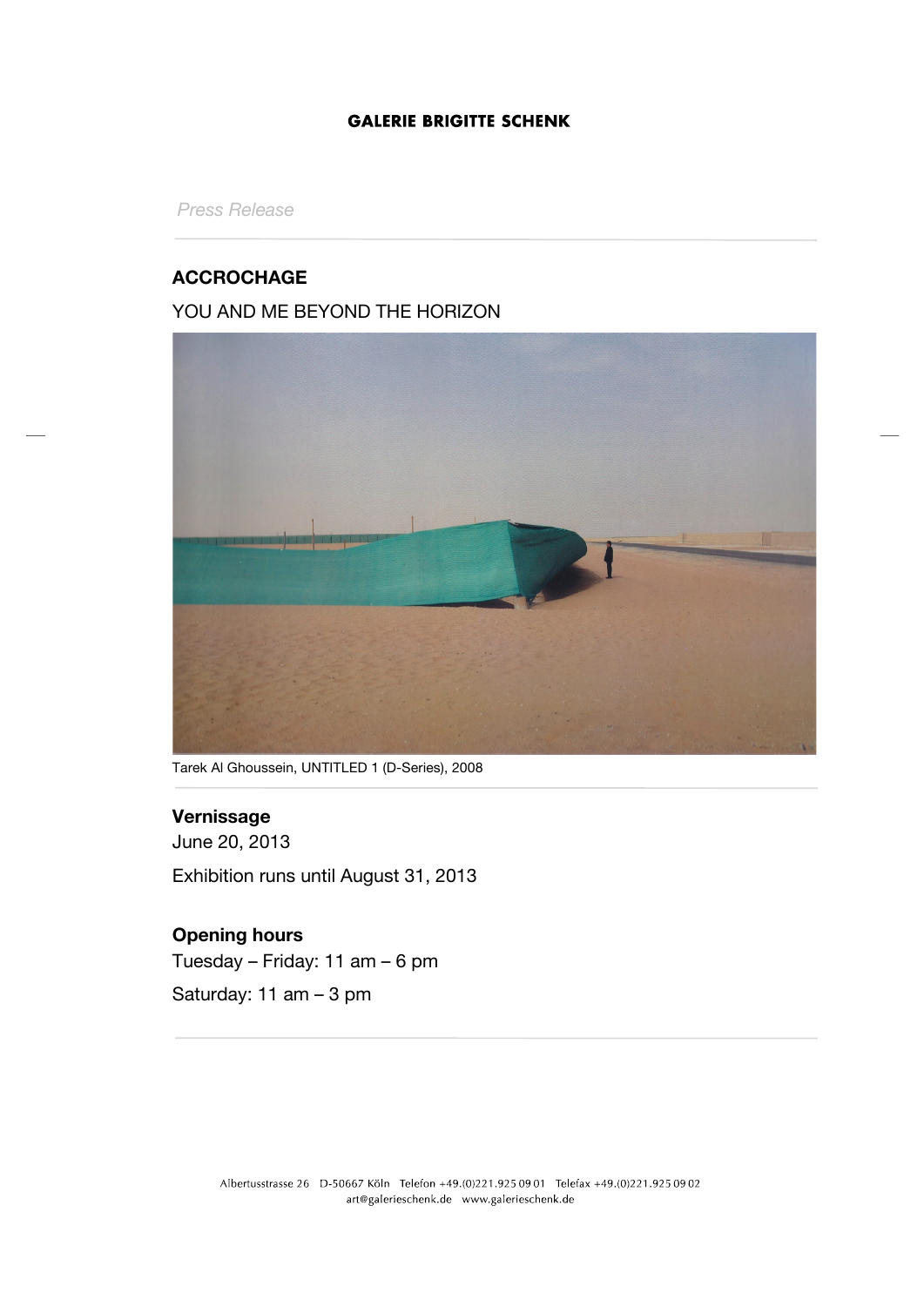**GALERIE BRIGITTE SCHENK**

*Press Release*

## ACCROCHAGE

YOU AND ME BEYOND THE HORIZON

Tarek Al Ghoussein, UNTITLED 1 (D-Series), 2008

### Vernissage

June 20, 2013

Exhibition runs until August 31, 2013

### Opening hours

Tuesday – Friday: 11 am – 6 pm

Saturday: 11 am – 3 pm

Albertusstrasse 26 D-50667 Köln Telefon +49.(0)221.925 09 01 Telefax +49.(0)221.925 09 02
art@galerieschenk.de www.galerieschenk.de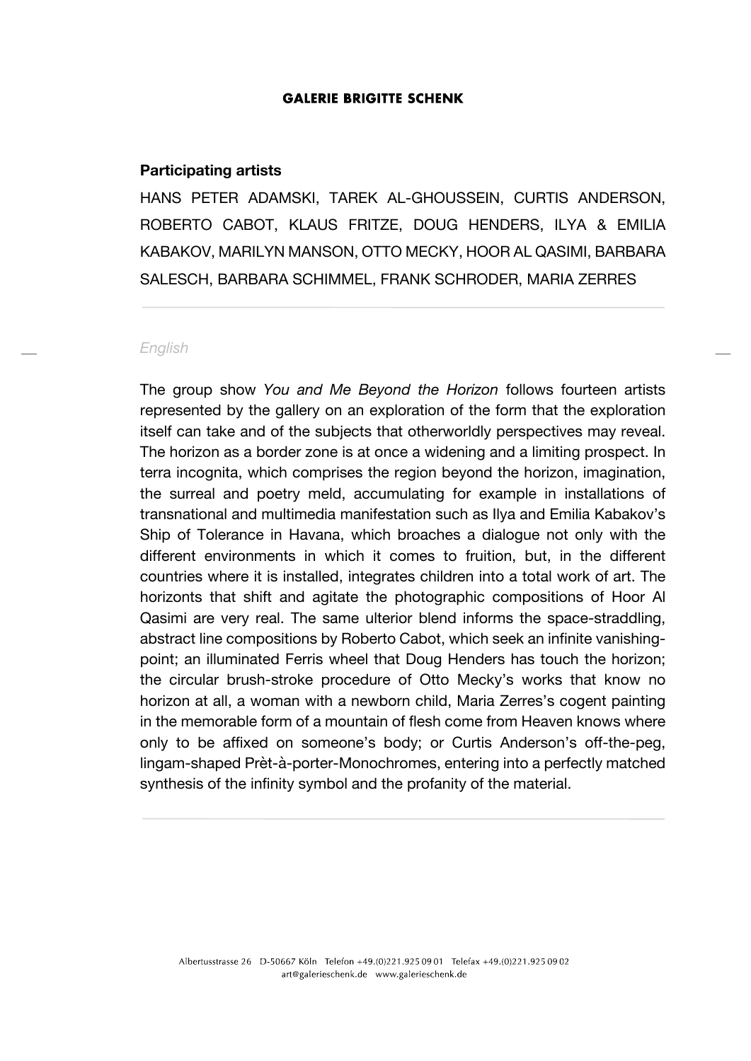**Participating artists**

HANS PETER ADAMSKI, TAREK AL-GHOUSSEIN, CURTIS ANDERSON, ROBERTO CABOT, KLAUS FRITZE, DOUG HENDERS, ILYA & EMILIA KABAKOV, MARILYN MANSON, OTTO MECKY, HOOR AL QASIMI, BARBARA SALESCH, BARBARA SCHIMMEL, FRANK SCHRODER, MARIA ZERRES

---

*English*

The group show *You and Me Beyond the Horizon* follows fourteen artists represented by the gallery on an exploration of the form that the exploration itself can take and of the subjects that otherworldly perspectives may reveal. The horizon as a border zone is at once a widening and a limiting prospect. In terra incognita, which comprises the region beyond the horizon, imagination, the surreal and poetry meld, accumulating for example in installations of transnational and multimedia manifestation such as Ilya and Emilia Kabakov's Ship of Tolerance in Havana, which broaches a dialogue not only with the different environments in which it comes to fruition, but, in the different countries where it is installed, integrates children into a total work of art. The horizonts that shift and agitate the photographic compositions of Hoor Al Qasimi are very real. The same ulterior blend informs the space-straddling, abstract line compositions by Roberto Cabot, which seek an infinite vanishing-point; an illuminated Ferris wheel that Doug Henders has touch the horizon; the circular brush-stroke procedure of Otto Mecky's works that know no horizon at all, a woman with a newborn child, Maria Zerres's cogent painting in the memorable form of a mountain of flesh come from Heaven knows where only to be affixed on someone's body; or Curtis Anderson's off-the-peg, lingam-shaped Prèt-à-porter-Monochromes, entering into a perfectly matched synthesis of the infinity symbol and the profanity of the material.

---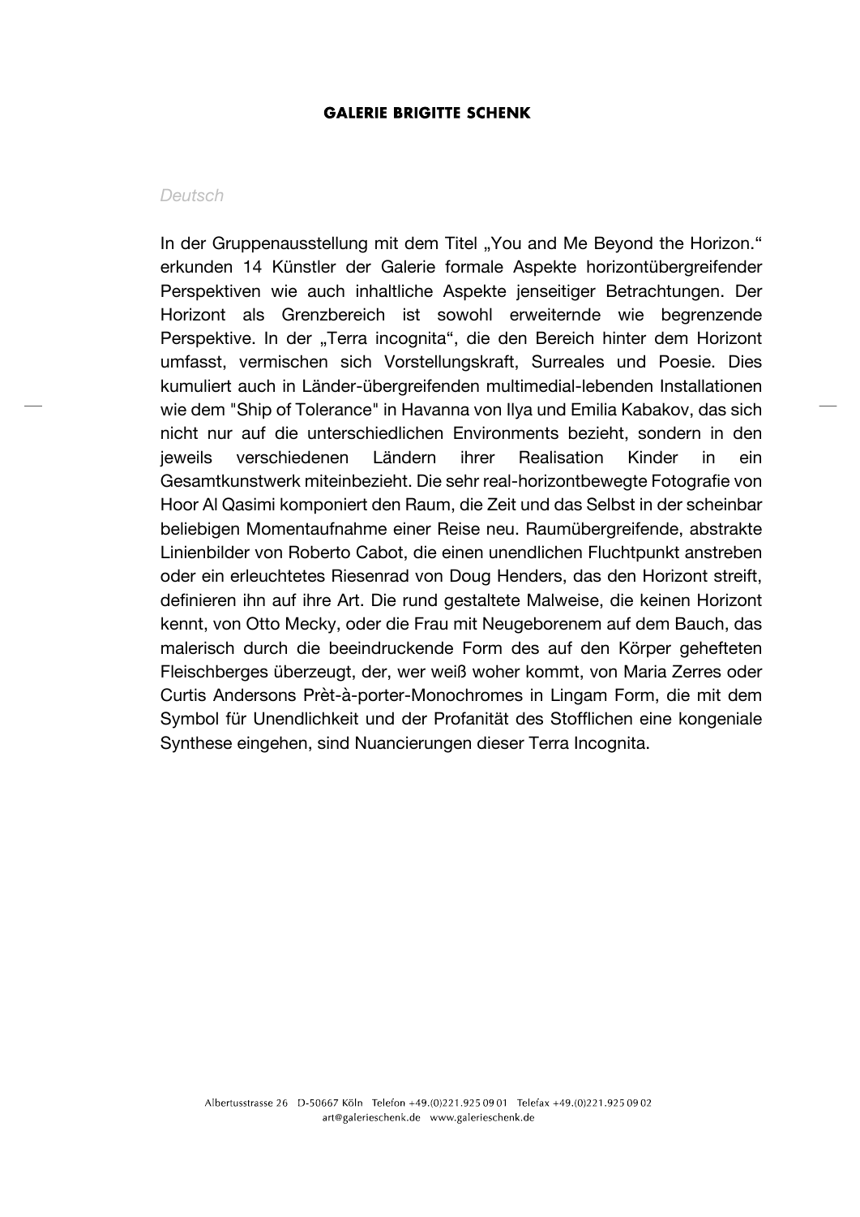**GALERIE BRIGITTE SCHENK**

*Deutsch*

In der Gruppenausstellung mit dem Titel „You and Me Beyond the Horizon." erkunden 14 Künstler der Galerie formale Aspekte horizontübergreifender Perspektiven wie auch inhaltliche Aspekte jenseitiger Betrachtungen. Der Horizont als Grenzbereich ist sowohl erweiternde wie begrenzende Perspektive. In der „Terra incognita", die den Bereich hinter dem Horizont umfasst, vermischen sich Vorstellungskraft, Surreales und Poesie. Dies kumuliert auch in Länder-übergreifenden multimedial-lebenden Installationen wie dem "Ship of Tolerance" in Havanna von Ilya und Emilia Kabakov, das sich nicht nur auf die unterschiedlichen Environments bezieht, sondern in den jeweils verschiedenen Ländern ihrer Realisation Kinder in ein Gesamtkunstwerk miteinbezieht. Die sehr real-horizontbewegte Fotografie von Hoor Al Qasimi komponiert den Raum, die Zeit und das Selbst in der scheinbar beliebigen Momentaufnahme einer Reise neu. Raumübergreifende, abstrakte Linienbilder von Roberto Cabot, die einen unendlichen Fluchtpunkt anstreben oder ein erleuchtetes Riesenrad von Doug Henders, das den Horizont streift, definieren ihn auf ihre Art. Die rund gestaltete Malweise, die keinen Horizont kennt, von Otto Mecky, oder die Frau mit Neugeborenem auf dem Bauch, das malerisch durch die beeindruckende Form des auf den Körper gehefteten Fleischberges überzeugt, der, wer weiß woher kommt, von Maria Zerres oder Curtis Andersons Prèt-à-porter-Monochromes in Lingam Form, die mit dem Symbol für Unendlichkeit und der Profanität des Stofflichen eine kongeniale Synthese eingehen, sind Nuancierungen dieser Terra Incognita.

Albertusstrasse 26 D-50667 Köln Telefon +49.(0)221.925 09 01 Telefax +49.(0)221.925 09 02
art@galerieschenk.de www.galerieschenk.de